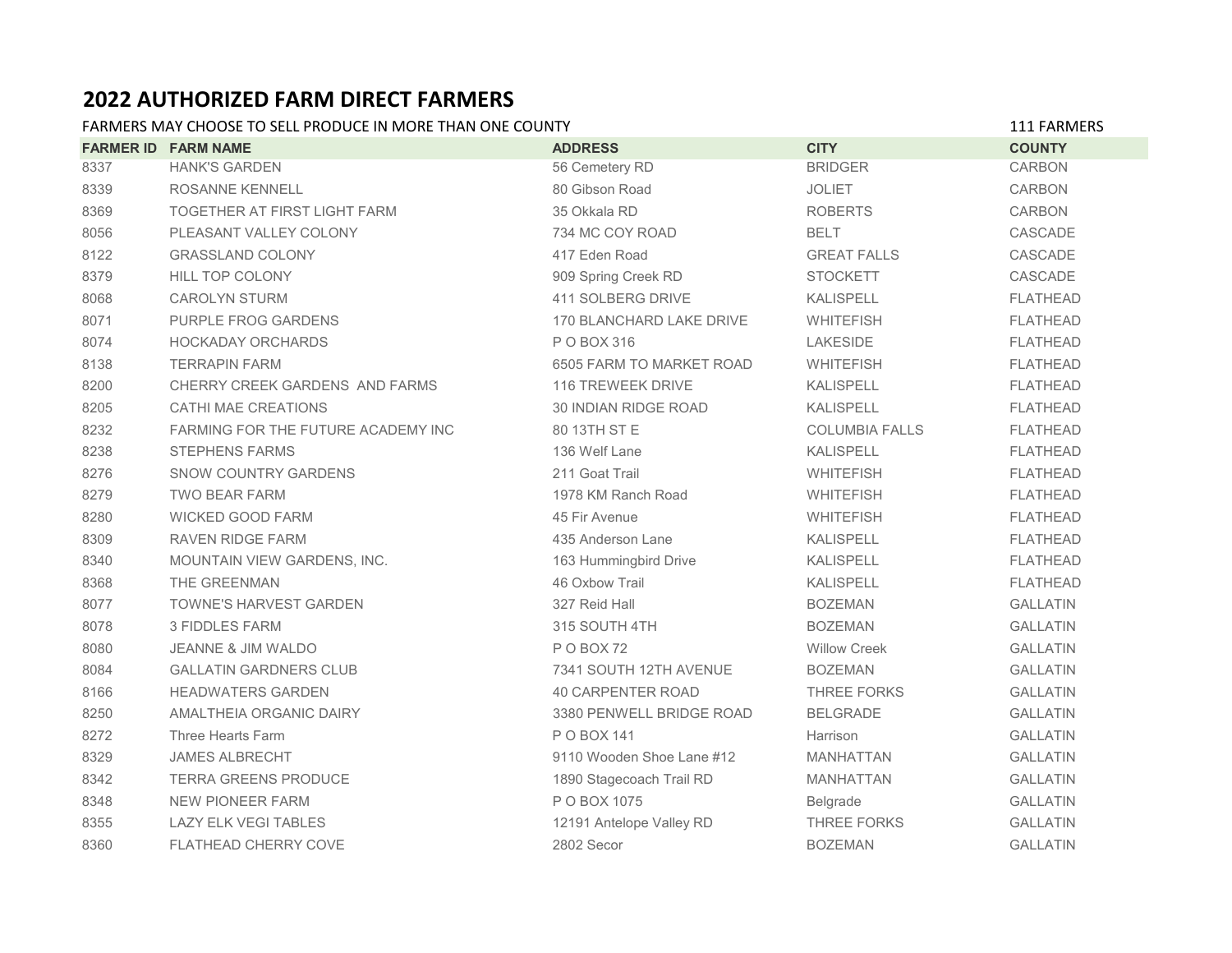# 2022 AUTHORIZED FARM DIRECT FARMERS

FARMERS MAY CHOOSE TO SELL PRODUCE IN MORE THAN ONE COUNTY

111 FARMERS

| FARMER ID | FARM NAME | ADDRESS | CITY | COUNTY |
|---|---|---|---|---|
| 8337 | HANK'S GARDEN | 56 Cemetery RD | BRIDGER | CARBON |
| 8339 | ROSANNE KENNELL | 80 Gibson Road | JOLIET | CARBON |
| 8369 | TOGETHER AT FIRST LIGHT FARM | 35 Okkala RD | ROBERTS | CARBON |
| 8056 | PLEASANT VALLEY COLONY | 734 MC COY ROAD | BELT | CASCADE |
| 8122 | GRASSLAND COLONY | 417 Eden Road | GREAT FALLS | CASCADE |
| 8379 | HILL TOP COLONY | 909 Spring Creek RD | STOCKETT | CASCADE |
| 8068 | CAROLYN STURM | 411 SOLBERG DRIVE | KALISPELL | FLATHEAD |
| 8071 | PURPLE FROG GARDENS | 170 BLANCHARD LAKE DRIVE | WHITEFISH | FLATHEAD |
| 8074 | HOCKADAY ORCHARDS | P O BOX 316 | LAKESIDE | FLATHEAD |
| 8138 | TERRAPIN FARM | 6505 FARM TO MARKET ROAD | WHITEFISH | FLATHEAD |
| 8200 | CHERRY CREEK GARDENS AND FARMS | 116 TREWEEK DRIVE | KALISPELL | FLATHEAD |
| 8205 | CATHI MAE CREATIONS | 30 INDIAN RIDGE ROAD | KALISPELL | FLATHEAD |
| 8232 | FARMING FOR THE FUTURE ACADEMY INC | 80 13TH ST E | COLUMBIA FALLS | FLATHEAD |
| 8238 | STEPHENS FARMS | 136 Welf Lane | KALISPELL | FLATHEAD |
| 8276 | SNOW COUNTRY GARDENS | 211 Goat Trail | WHITEFISH | FLATHEAD |
| 8279 | TWO BEAR FARM | 1978 KM Ranch Road | WHITEFISH | FLATHEAD |
| 8280 | WICKED GOOD FARM | 45 Fir Avenue | WHITEFISH | FLATHEAD |
| 8309 | RAVEN RIDGE FARM | 435 Anderson Lane | KALISPELL | FLATHEAD |
| 8340 | MOUNTAIN VIEW GARDENS, INC. | 163 Hummingbird Drive | KALISPELL | FLATHEAD |
| 8368 | THE GREENMAN | 46 Oxbow Trail | KALISPELL | FLATHEAD |
| 8077 | TOWNE'S HARVEST GARDEN | 327 Reid Hall | BOZEMAN | GALLATIN |
| 8078 | 3 FIDDLES FARM | 315 SOUTH 4TH | BOZEMAN | GALLATIN |
| 8080 | JEANNE & JIM WALDO | P O BOX 72 | Willow Creek | GALLATIN |
| 8084 | GALLATIN GARDNERS CLUB | 7341 SOUTH 12TH AVENUE | BOZEMAN | GALLATIN |
| 8166 | HEADWATERS GARDEN | 40 CARPENTER ROAD | THREE FORKS | GALLATIN |
| 8250 | AMALTHEIA ORGANIC DAIRY | 3380 PENWELL BRIDGE ROAD | BELGRADE | GALLATIN |
| 8272 | Three Hearts Farm | P O BOX 141 | Harrison | GALLATIN |
| 8329 | JAMES ALBRECHT | 9110 Wooden Shoe Lane #12 | MANHATTAN | GALLATIN |
| 8342 | TERRA GREENS PRODUCE | 1890 Stagecoach Trail RD | MANHATTAN | GALLATIN |
| 8348 | NEW PIONEER FARM | P O BOX 1075 | Belgrade | GALLATIN |
| 8355 | LAZY ELK VEGI TABLES | 12191 Antelope Valley RD | THREE FORKS | GALLATIN |
| 8360 | FLATHEAD CHERRY COVE | 2802 Secor | BOZEMAN | GALLATIN |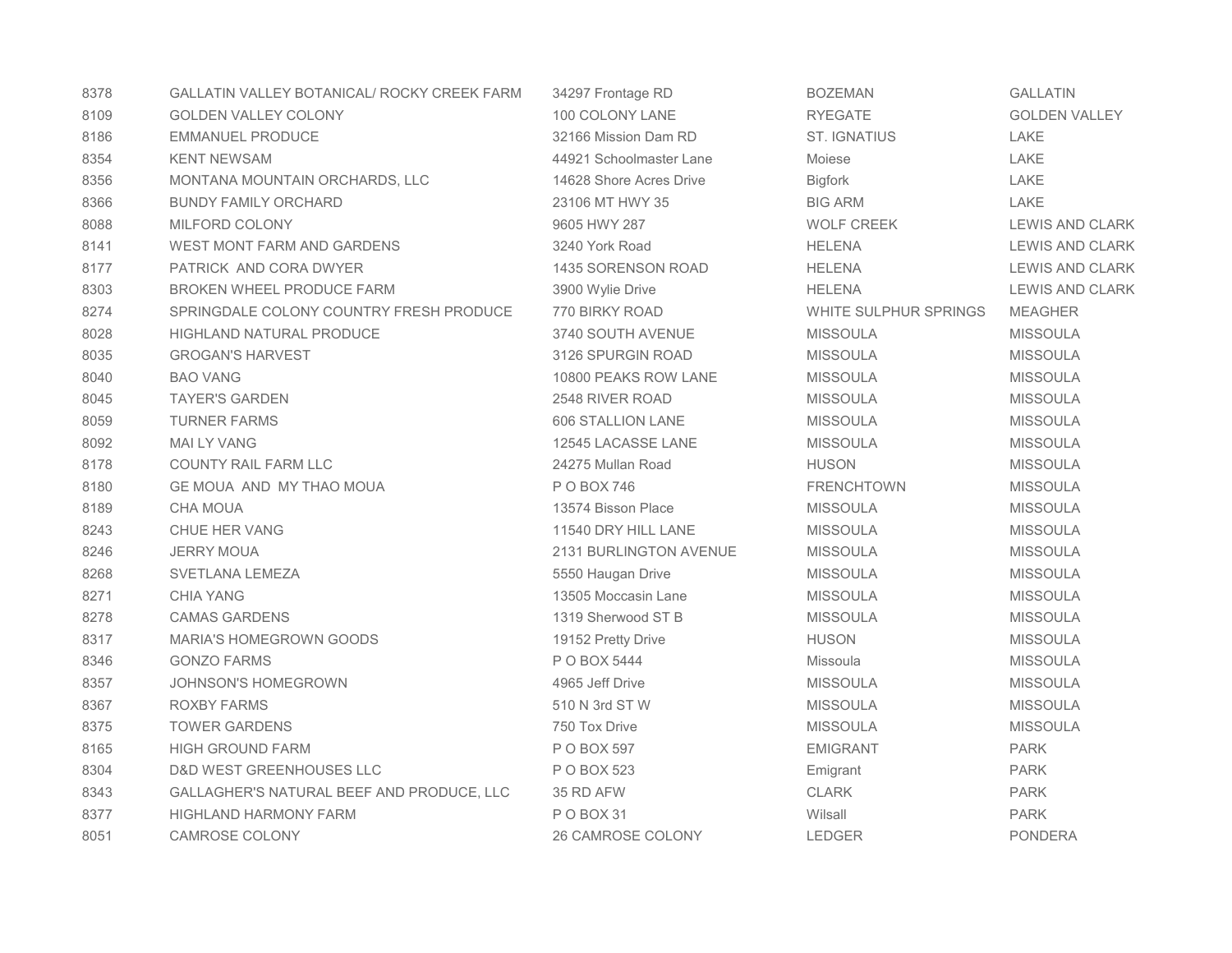| | | | | |
|---|---|---|---|---|
| 8378 | GALLATIN VALLEY BOTANICAL/ ROCKY CREEK FARM | 34297 Frontage RD | BOZEMAN | GALLATIN |
| 8109 | GOLDEN VALLEY COLONY | 100 COLONY LANE | RYEGATE | GOLDEN VALLEY |
| 8186 | EMMANUEL PRODUCE | 32166 Mission Dam RD | ST. IGNATIUS | LAKE |
| 8354 | KENT NEWSAM | 44921 Schoolmaster Lane | Moiese | LAKE |
| 8356 | MONTANA MOUNTAIN ORCHARDS, LLC | 14628 Shore Acres Drive | Bigfork | LAKE |
| 8366 | BUNDY FAMILY ORCHARD | 23106 MT HWY 35 | BIG ARM | LAKE |
| 8088 | MILFORD COLONY | 9605 HWY 287 | WOLF CREEK | LEWIS AND CLARK |
| 8141 | WEST MONT FARM AND GARDENS | 3240 York Road | HELENA | LEWIS AND CLARK |
| 8177 | PATRICK AND CORA DWYER | 1435 SORENSON ROAD | HELENA | LEWIS AND CLARK |
| 8303 | BROKEN WHEEL PRODUCE FARM | 3900 Wylie Drive | HELENA | LEWIS AND CLARK |
| 8274 | SPRINGDALE COLONY COUNTRY FRESH PRODUCE | 770 BIRKY ROAD | WHITE SULPHUR SPRINGS | MEAGHER |
| 8028 | HIGHLAND NATURAL PRODUCE | 3740 SOUTH AVENUE | MISSOULA | MISSOULA |
| 8035 | GROGAN'S HARVEST | 3126 SPURGIN ROAD | MISSOULA | MISSOULA |
| 8040 | BAO VANG | 10800 PEAKS ROW LANE | MISSOULA | MISSOULA |
| 8045 | TAYER'S GARDEN | 2548 RIVER ROAD | MISSOULA | MISSOULA |
| 8059 | TURNER FARMS | 606 STALLION LANE | MISSOULA | MISSOULA |
| 8092 | MAI LY VANG | 12545 LACASSE LANE | MISSOULA | MISSOULA |
| 8178 | COUNTY RAIL FARM LLC | 24275 Mullan Road | HUSON | MISSOULA |
| 8180 | GE MOUA AND MY THAO MOUA | P O BOX 746 | FRENCHTOWN | MISSOULA |
| 8189 | CHA MOUA | 13574 Bisson Place | MISSOULA | MISSOULA |
| 8243 | CHUE HER VANG | 11540 DRY HILL LANE | MISSOULA | MISSOULA |
| 8246 | JERRY MOUA | 2131 BURLINGTON AVENUE | MISSOULA | MISSOULA |
| 8268 | SVETLANA LEMEZA | 5550 Haugan Drive | MISSOULA | MISSOULA |
| 8271 | CHIA YANG | 13505 Moccasin Lane | MISSOULA | MISSOULA |
| 8278 | CAMAS GARDENS | 1319 Sherwood ST B | MISSOULA | MISSOULA |
| 8317 | MARIA'S HOMEGROWN GOODS | 19152 Pretty Drive | HUSON | MISSOULA |
| 8346 | GONZO FARMS | P O BOX 5444 | Missoula | MISSOULA |
| 8357 | JOHNSON'S HOMEGROWN | 4965 Jeff Drive | MISSOULA | MISSOULA |
| 8367 | ROXBY FARMS | 510 N 3rd ST W | MISSOULA | MISSOULA |
| 8375 | TOWER GARDENS | 750 Tox Drive | MISSOULA | MISSOULA |
| 8165 | HIGH GROUND FARM | P O BOX 597 | EMIGRANT | PARK |
| 8304 | D&D WEST GREENHOUSES LLC | P O BOX 523 | Emigrant | PARK |
| 8343 | GALLAGHER'S NATURAL BEEF AND PRODUCE, LLC | 35 RD AFW | CLARK | PARK |
| 8377 | HIGHLAND HARMONY FARM | P O BOX 31 | Wilsall | PARK |
| 8051 | CAMROSE COLONY | 26 CAMROSE COLONY | LEDGER | PONDERA |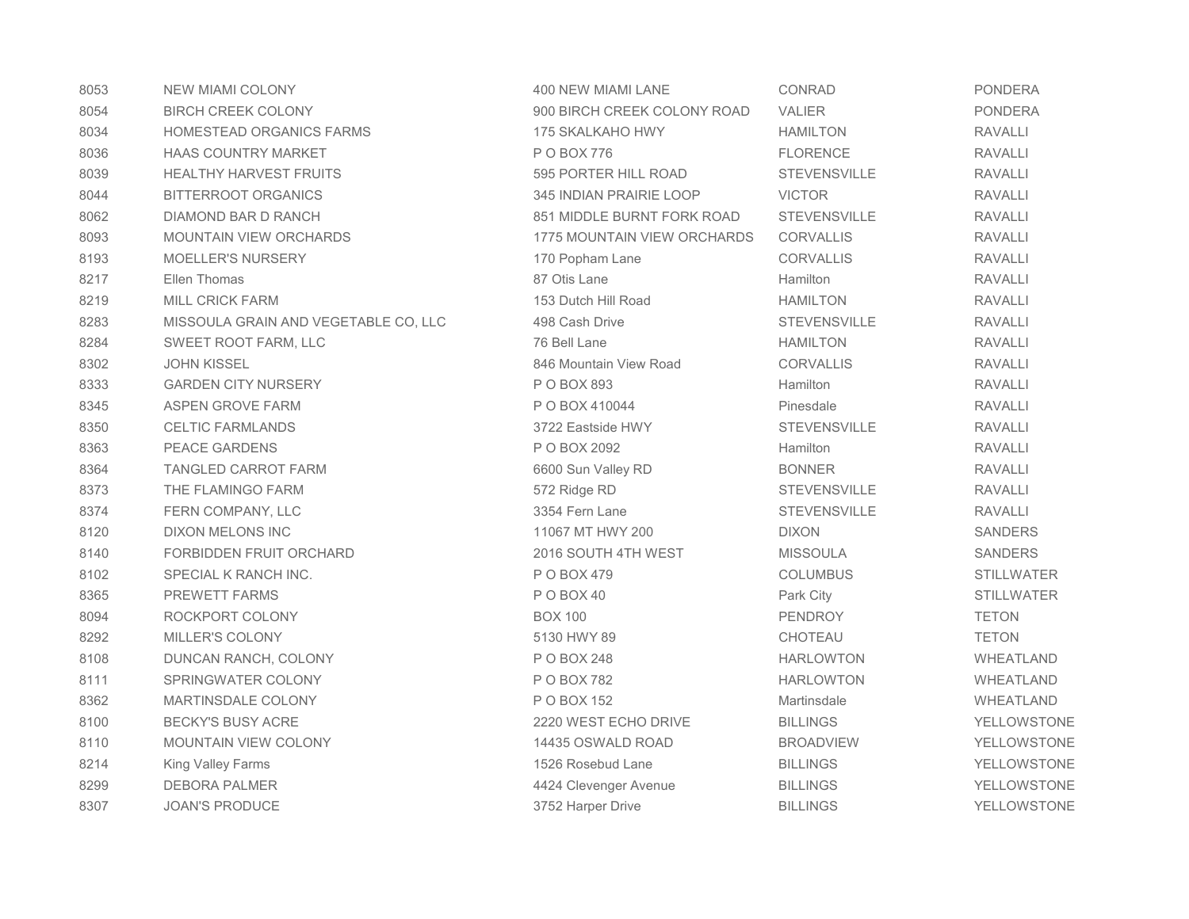| | | | | |
|---|---|---|---|---|
| 8053 | NEW MIAMI COLONY | 400 NEW MIAMI LANE | CONRAD | PONDERA |
| 8054 | BIRCH CREEK COLONY | 900 BIRCH CREEK COLONY ROAD | VALIER | PONDERA |
| 8034 | HOMESTEAD ORGANICS FARMS | 175 SKALKAHO HWY | HAMILTON | RAVALLI |
| 8036 | HAAS COUNTRY MARKET | P O BOX 776 | FLORENCE | RAVALLI |
| 8039 | HEALTHY HARVEST FRUITS | 595 PORTER HILL ROAD | STEVENSVILLE | RAVALLI |
| 8044 | BITTERROOT ORGANICS | 345 INDIAN PRAIRIE LOOP | VICTOR | RAVALLI |
| 8062 | DIAMOND BAR D RANCH | 851 MIDDLE BURNT FORK ROAD | STEVENSVILLE | RAVALLI |
| 8093 | MOUNTAIN VIEW ORCHARDS | 1775 MOUNTAIN VIEW ORCHARDS | CORVALLIS | RAVALLI |
| 8193 | MOELLER'S NURSERY | 170 Popham Lane | CORVALLIS | RAVALLI |
| 8217 | Ellen Thomas | 87 Otis Lane | Hamilton | RAVALLI |
| 8219 | MILL CRICK FARM | 153 Dutch Hill Road | HAMILTON | RAVALLI |
| 8283 | MISSOULA GRAIN AND VEGETABLE CO, LLC | 498 Cash Drive | STEVENSVILLE | RAVALLI |
| 8284 | SWEET ROOT FARM, LLC | 76 Bell Lane | HAMILTON | RAVALLI |
| 8302 | JOHN KISSEL | 846 Mountain View Road | CORVALLIS | RAVALLI |
| 8333 | GARDEN CITY NURSERY | P O BOX 893 | Hamilton | RAVALLI |
| 8345 | ASPEN GROVE FARM | P O BOX 410044 | Pinesdale | RAVALLI |
| 8350 | CELTIC FARMLANDS | 3722 Eastside HWY | STEVENSVILLE | RAVALLI |
| 8363 | PEACE GARDENS | P O BOX 2092 | Hamilton | RAVALLI |
| 8364 | TANGLED CARROT FARM | 6600 Sun Valley RD | BONNER | RAVALLI |
| 8373 | THE FLAMINGO FARM | 572 Ridge RD | STEVENSVILLE | RAVALLI |
| 8374 | FERN COMPANY, LLC | 3354 Fern Lane | STEVENSVILLE | RAVALLI |
| 8120 | DIXON MELONS INC | 11067 MT HWY 200 | DIXON | SANDERS |
| 8140 | FORBIDDEN FRUIT ORCHARD | 2016 SOUTH 4TH WEST | MISSOULA | SANDERS |
| 8102 | SPECIAL K RANCH INC. | P O BOX 479 | COLUMBUS | STILLWATER |
| 8365 | PREWETT FARMS | P O BOX 40 | Park City | STILLWATER |
| 8094 | ROCKPORT COLONY | BOX 100 | PENDROY | TETON |
| 8292 | MILLER'S COLONY | 5130 HWY 89 | CHOTEAU | TETON |
| 8108 | DUNCAN RANCH, COLONY | P O BOX 248 | HARLOWTON | WHEATLAND |
| 8111 | SPRINGWATER COLONY | P O BOX 782 | HARLOWTON | WHEATLAND |
| 8362 | MARTINSDALE COLONY | P O BOX 152 | Martinsdale | WHEATLAND |
| 8100 | BECKY'S BUSY ACRE | 2220 WEST ECHO DRIVE | BILLINGS | YELLOWSTONE |
| 8110 | MOUNTAIN VIEW COLONY | 14435 OSWALD ROAD | BROADVIEW | YELLOWSTONE |
| 8214 | King Valley Farms | 1526 Rosebud Lane | BILLINGS | YELLOWSTONE |
| 8299 | DEBORA PALMER | 4424 Clevenger Avenue | BILLINGS | YELLOWSTONE |
| 8307 | JOAN'S PRODUCE | 3752 Harper Drive | BILLINGS | YELLOWSTONE |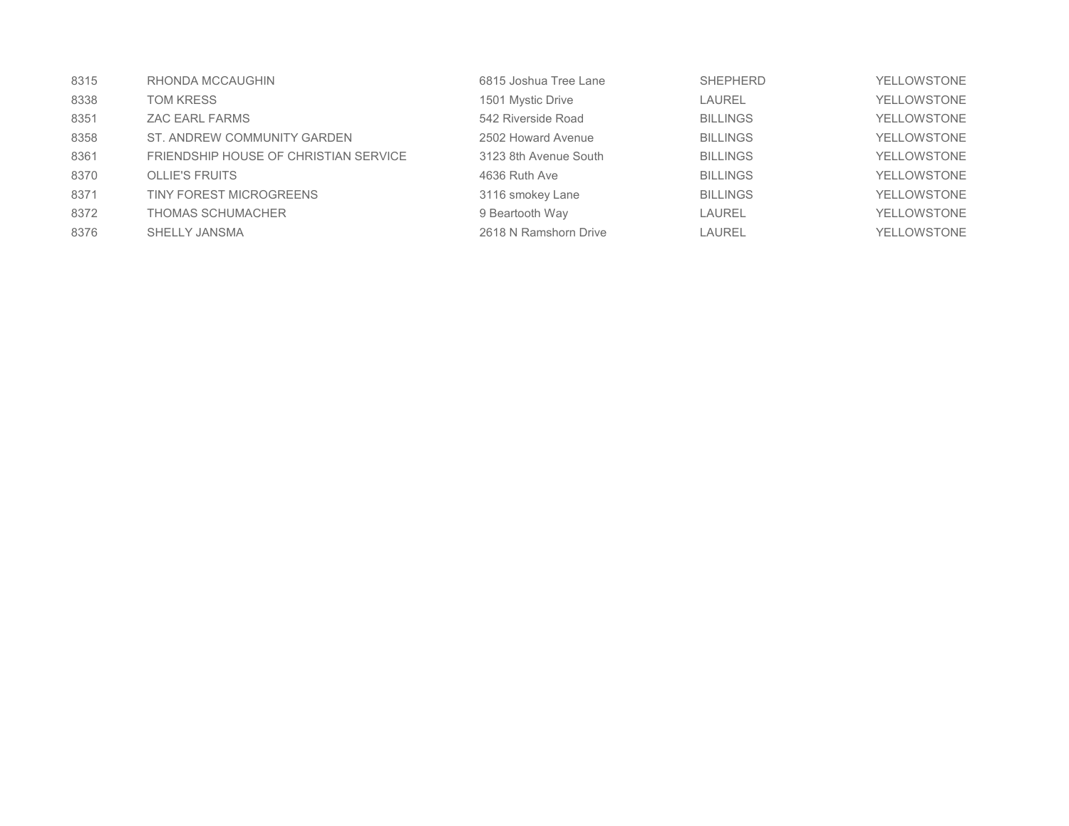| | | | | |
|---|---|---|---|---|
| 8315 | RHONDA MCCAUGHIN | 6815 Joshua Tree Lane | SHEPHERD | YELLOWSTONE |
| 8338 | TOM KRESS | 1501 Mystic Drive | LAUREL | YELLOWSTONE |
| 8351 | ZAC EARL FARMS | 542 Riverside Road | BILLINGS | YELLOWSTONE |
| 8358 | ST. ANDREW COMMUNITY GARDEN | 2502 Howard Avenue | BILLINGS | YELLOWSTONE |
| 8361 | FRIENDSHIP HOUSE OF CHRISTIAN SERVICE | 3123 8th Avenue South | BILLINGS | YELLOWSTONE |
| 8370 | OLLIE'S FRUITS | 4636 Ruth Ave | BILLINGS | YELLOWSTONE |
| 8371 | TINY FOREST MICROGREENS | 3116 smokey Lane | BILLINGS | YELLOWSTONE |
| 8372 | THOMAS SCHUMACHER | 9 Beartooth Way | LAUREL | YELLOWSTONE |
| 8376 | SHELLY JANSMA | 2618 N Ramshorn Drive | LAUREL | YELLOWSTONE |